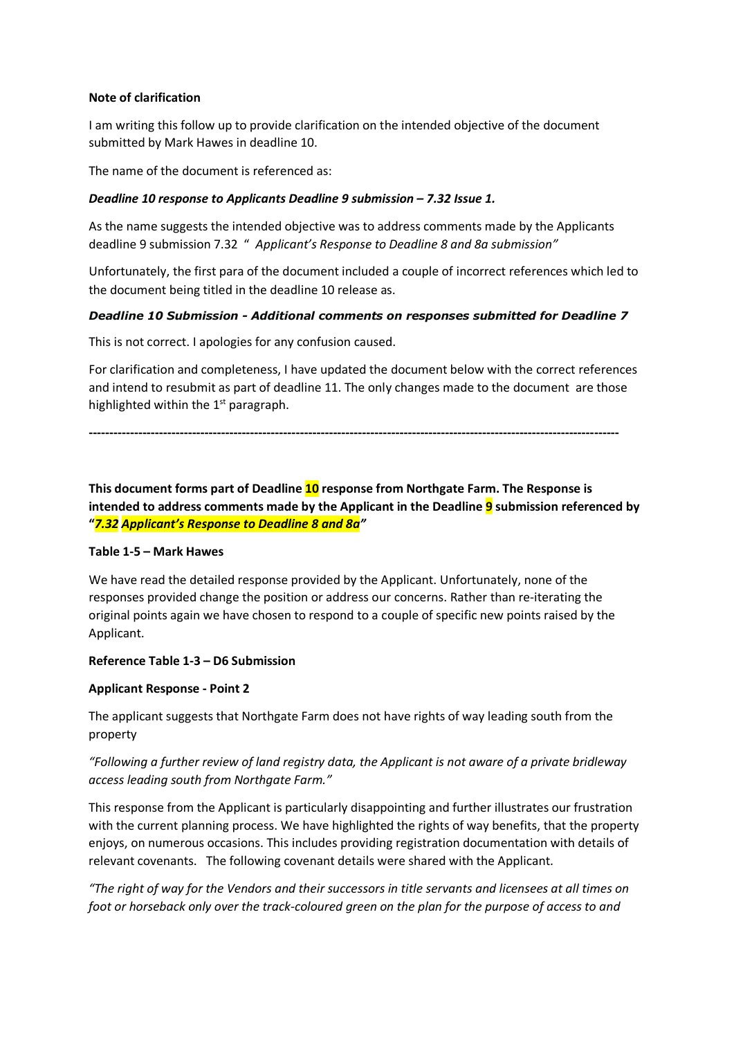**Note of clarification**

I am writing this follow up to provide clarification on the intended objective of the document submitted by Mark Hawes in deadline 10.

The name of the document is referenced as:

***Deadline 10 response to Applicants Deadline 9 submission – 7.32 Issue 1.***

As the name suggests the intended objective was to address comments made by the Applicants deadline 9 submission 7.32 " *Applicant's Response to Deadline 8 and 8a submission"*

Unfortunately, the first para of the document included a couple of incorrect references which led to the document being titled in the deadline 10 release as.

***Deadline 10 Submission - Additional comments on responses submitted for Deadline 7***

This is not correct. I apologies for any confusion caused.

For clarification and completeness, I have updated the document below with the correct references and intend to resubmit as part of deadline 11. The only changes made to the document are those highlighted within the 1st paragraph.

---

**This document forms part of Deadline 10 response from Northgate Farm. The Response is intended to address comments made by the Applicant in the Deadline 9 submission referenced by "*7.32 Applicant's Response to Deadline 8 and 8a*"**

**Table 1-5 – Mark Hawes**

We have read the detailed response provided by the Applicant. Unfortunately, none of the responses provided change the position or address our concerns. Rather than re-iterating the original points again we have chosen to respond to a couple of specific new points raised by the Applicant.

**Reference Table 1-3 – D6 Submission**

**Applicant Response - Point 2**

The applicant suggests that Northgate Farm does not have rights of way leading south from the property

*"Following a further review of land registry data, the Applicant is not aware of a private bridleway access leading south from Northgate Farm."*

This response from the Applicant is particularly disappointing and further illustrates our frustration with the current planning process. We have highlighted the rights of way benefits, that the property enjoys, on numerous occasions. This includes providing registration documentation with details of relevant covenants. The following covenant details were shared with the Applicant.

*"The right of way for the Vendors and their successors in title servants and licensees at all times on foot or horseback only over the track-coloured green on the plan for the purpose of access to and*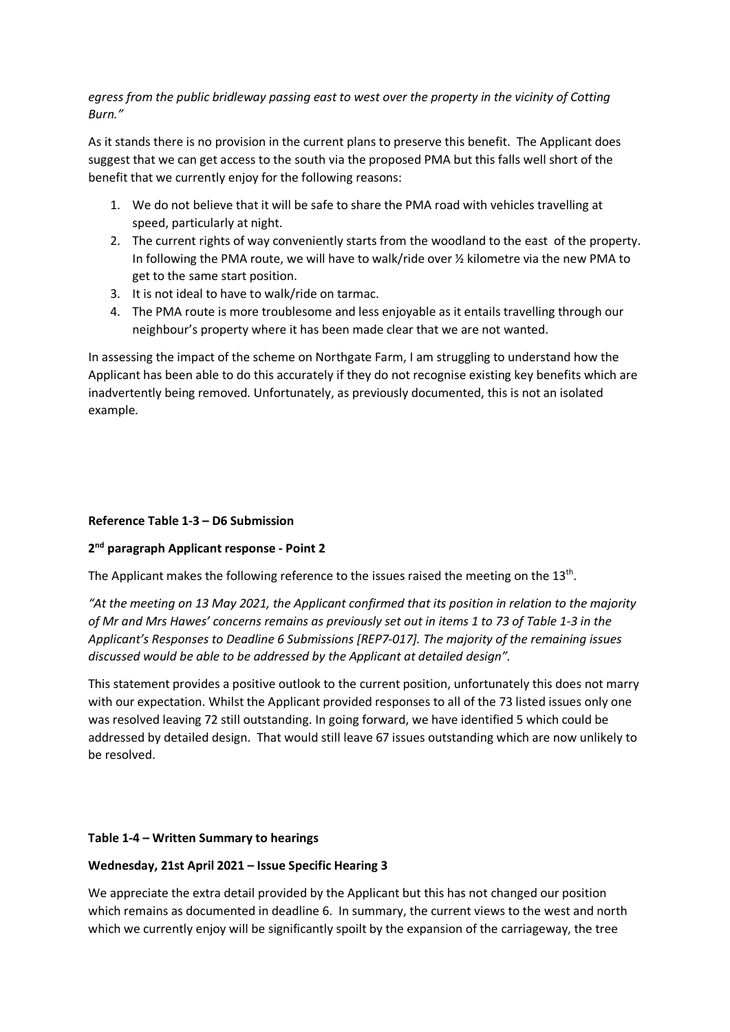*egress from the public bridleway passing east to west over the property in the vicinity of Cotting Burn."*

As it stands there is no provision in the current plans to preserve this benefit. The Applicant does suggest that we can get access to the south via the proposed PMA but this falls well short of the benefit that we currently enjoy for the following reasons:

1. We do not believe that it will be safe to share the PMA road with vehicles travelling at speed, particularly at night.
2. The current rights of way conveniently starts from the woodland to the east of the property. In following the PMA route, we will have to walk/ride over ½ kilometre via the new PMA to get to the same start position.
3. It is not ideal to have to walk/ride on tarmac.
4. The PMA route is more troublesome and less enjoyable as it entails travelling through our neighbour's property where it has been made clear that we are not wanted.

In assessing the impact of the scheme on Northgate Farm, I am struggling to understand how the Applicant has been able to do this accurately if they do not recognise existing key benefits which are inadvertently being removed. Unfortunately, as previously documented, this is not an isolated example.

**Reference Table 1-3 – D6 Submission**

**2nd paragraph Applicant response - Point 2**

The Applicant makes the following reference to the issues raised the meeting on the 13th.

*"At the meeting on 13 May 2021, the Applicant confirmed that its position in relation to the majority of Mr and Mrs Hawes' concerns remains as previously set out in items 1 to 73 of Table 1-3 in the Applicant's Responses to Deadline 6 Submissions [REP7-017]. The majority of the remaining issues discussed would be able to be addressed by the Applicant at detailed design".*

This statement provides a positive outlook to the current position, unfortunately this does not marry with our expectation. Whilst the Applicant provided responses to all of the 73 listed issues only one was resolved leaving 72 still outstanding. In going forward, we have identified 5 which could be addressed by detailed design. That would still leave 67 issues outstanding which are now unlikely to be resolved.

**Table 1-4 – Written Summary to hearings**

**Wednesday, 21st April 2021 – Issue Specific Hearing 3**

We appreciate the extra detail provided by the Applicant but this has not changed our position which remains as documented in deadline 6. In summary, the current views to the west and north which we currently enjoy will be significantly spoilt by the expansion of the carriageway, the tree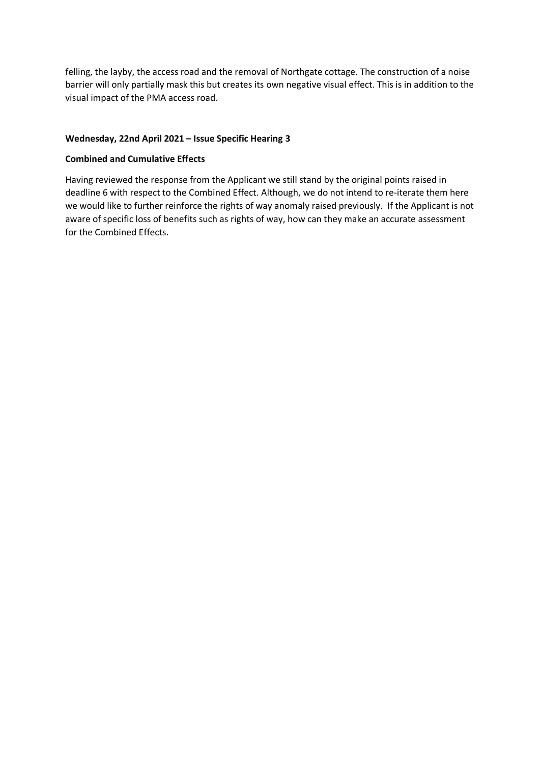felling, the layby, the access road and the removal of Northgate cottage. The construction of a noise barrier will only partially mask this but creates its own negative visual effect. This is in addition to the visual impact of the PMA access road.

**Wednesday, 22nd April 2021 – Issue Specific Hearing 3**

**Combined and Cumulative Effects**

Having reviewed the response from the Applicant we still stand by the original points raised in deadline 6 with respect to the Combined Effect. Although, we do not intend to re-iterate them here we would like to further reinforce the rights of way anomaly raised previously. If the Applicant is not aware of specific loss of benefits such as rights of way, how can they make an accurate assessment for the Combined Effects.